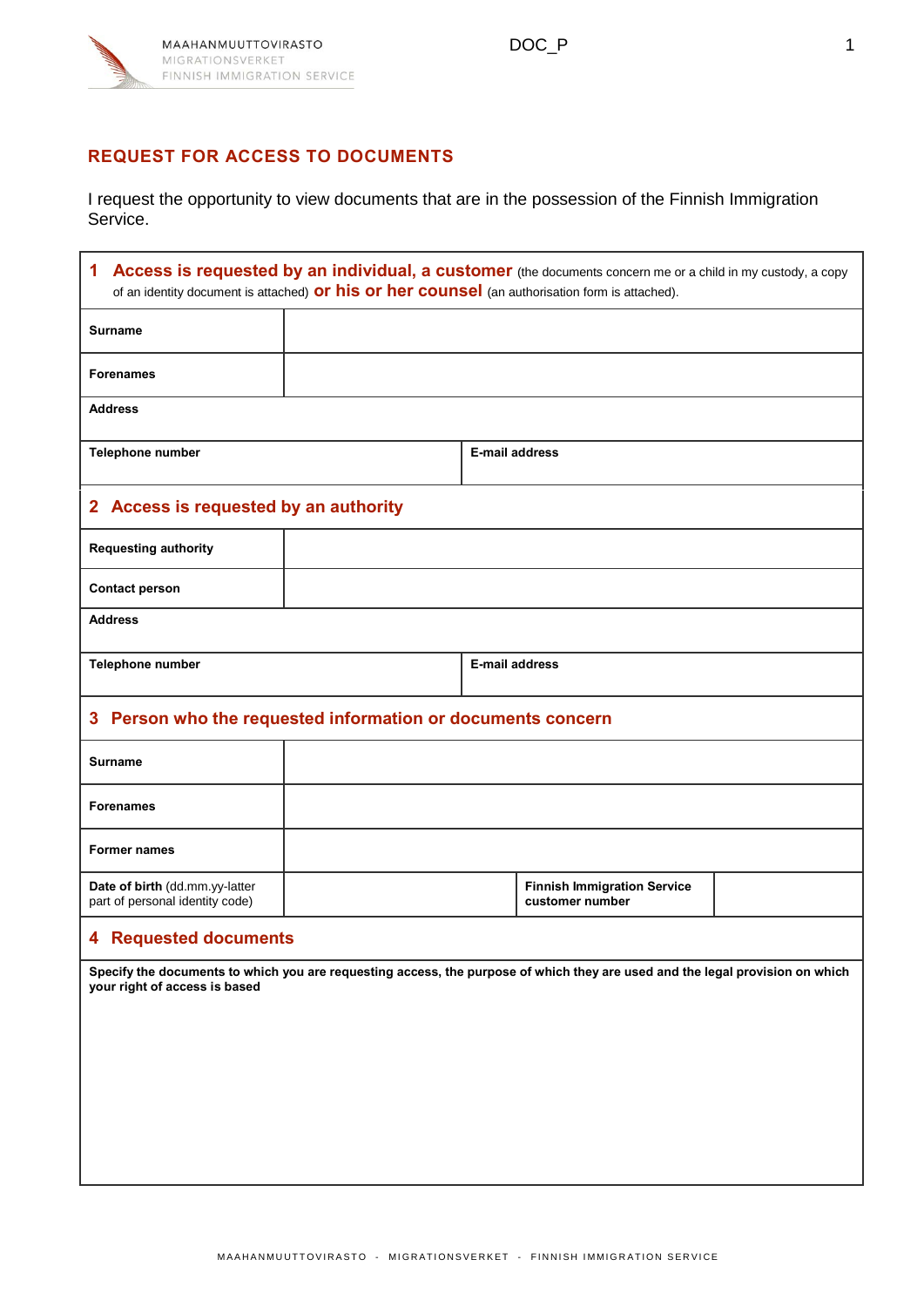## REQUEST FOR ACCESS TO DOCUMENTS

I request the opportunity to view documents that are in the possession of the Finnish Immigration Service.

### 1 Access is requested by an individual, a customer (the documents concern me or a child in my custody, a copy of an identity document is attached) or his or her counsel (an authorisation form is attached).

| | |
|---|---|
| **Surname** | |
| **Forenames** | |
| **Address** | |
| **Telephone number** | **E-mail address** |

### 2 Access is requested by an authority

| | |
|---|---|
| **Requesting authority** | |
| **Contact person** | |
| **Address** | |
| **Telephone number** | **E-mail address** |

### 3 Person who the requested information or documents concern

| | | | |
|---|---|---|---|
| **Surname** | | | |
| **Forenames** | | | |
| **Former names** | | | |
| **Date of birth** (dd.mm.yy-latter part of personal identity code) | | **Finnish Immigration Service customer number** | |

### 4 Requested documents

**Specify the documents to which you are requesting access, the purpose of which they are used and the legal provision on which your right of access is based**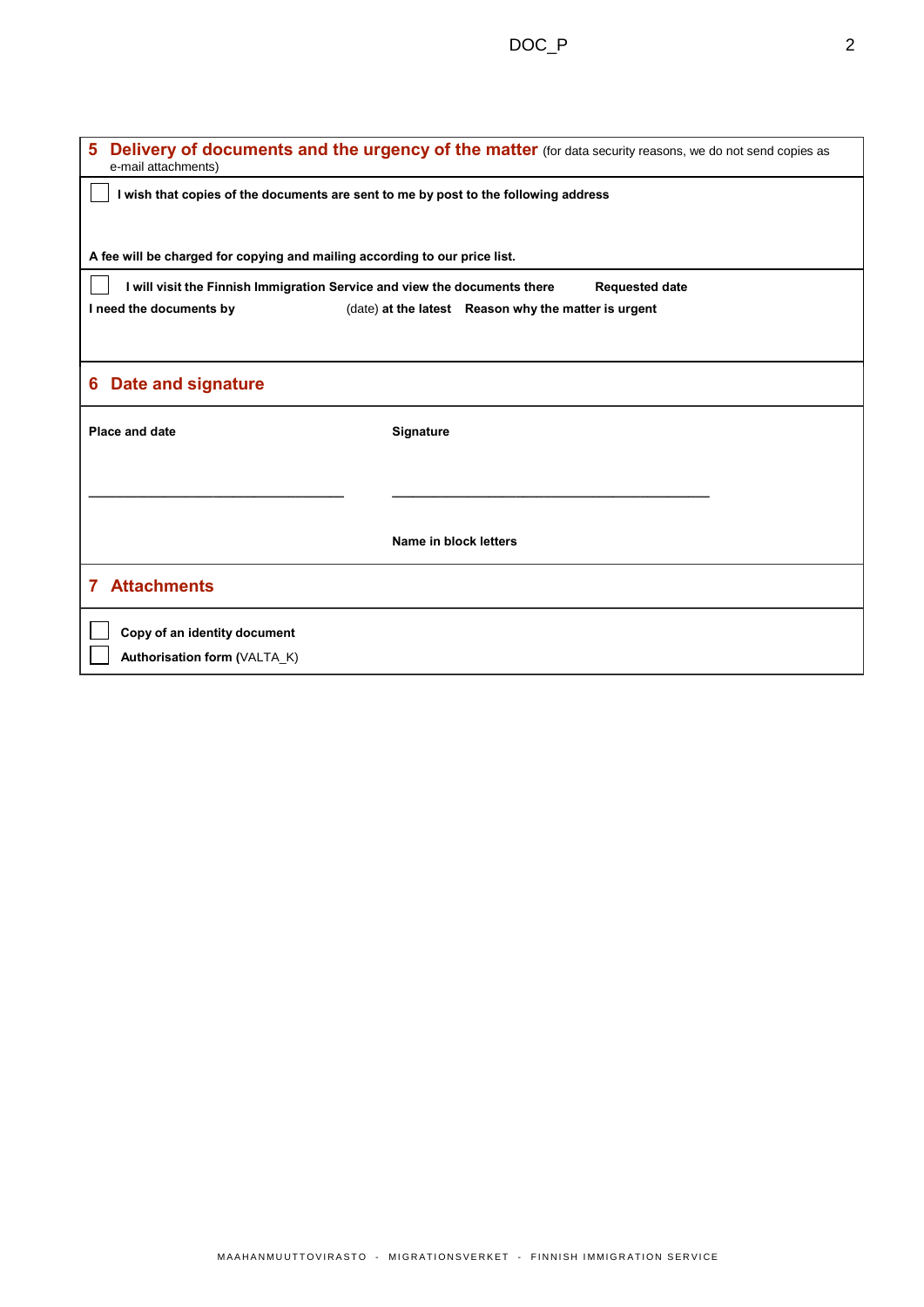## 5 Delivery of documents and the urgency of the matter (for data security reasons, we do not send copies as e-mail attachments)

☐ **I wish that copies of the documents are sent to me by post to the following address**

**A fee will be charged for copying and mailing according to our price list.**

☐ **I will visit the Finnish Immigration Service and view the documents there** **Requested date**

**I need the documents by** (date) **at the latest** **Reason why the matter is urgent**

## 6 Date and signature

**Place and date** **Signature**

___________________________________ _____________________________________________

**Name in block letters**

## 7 Attachments

☐ **Copy of an identity document**

☐ **Authorisation form (**VALTA_K)